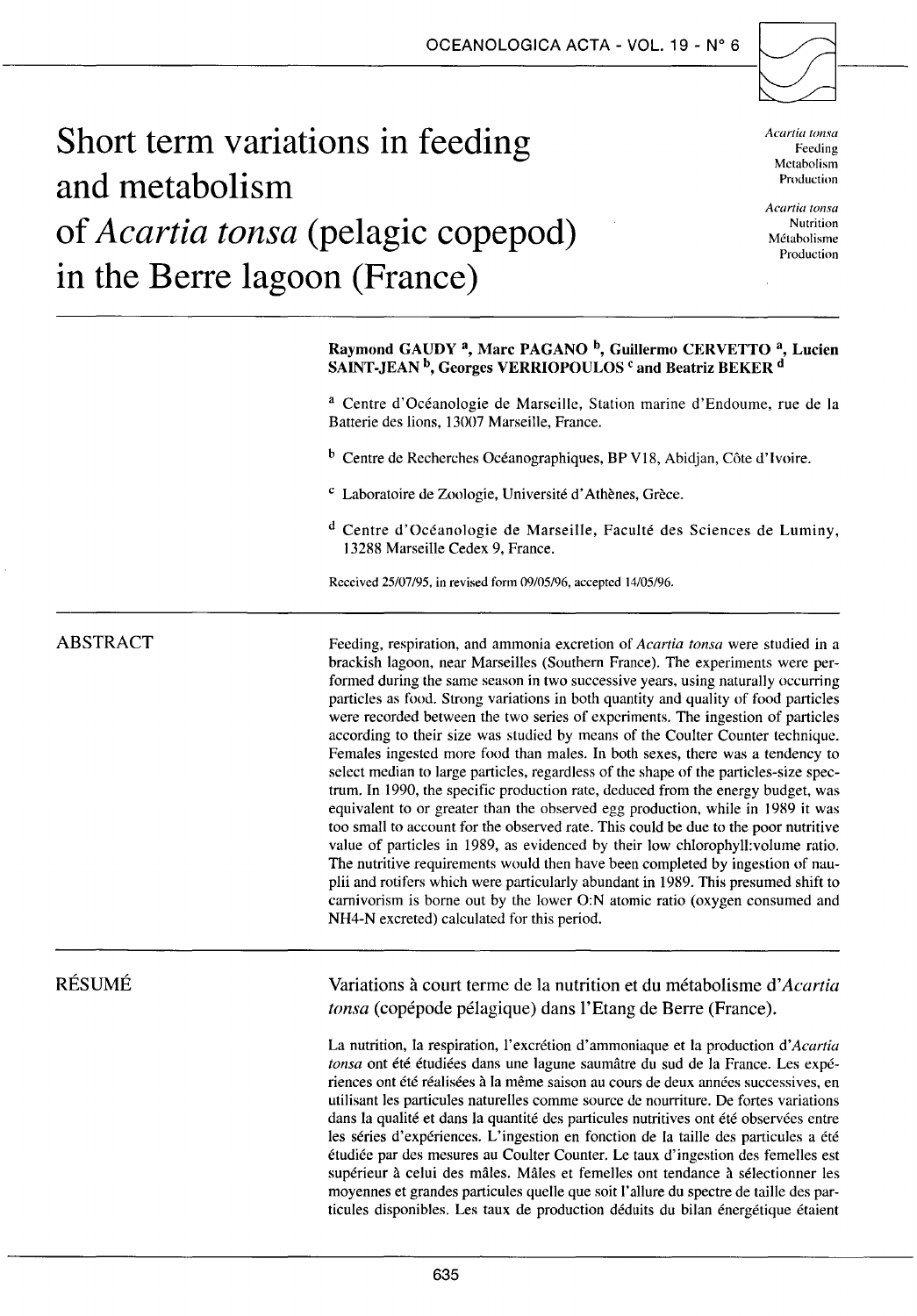# Short term variations in feeding and metabolism of *Acartia tonsa* (pelagic copepod) in the Berre lagoon (France)

*Acartia tonsa*
Feeding
Metabolism
Production

*Acartia tonsa*
Nutrition
Métabolisme
Production

**Raymond GAUDY [a], Marc PAGANO [b], Guillermo CERVETTO [a], Lucien SAINT-JEAN [b], Georges VERRIOPOULOS [c] and Beatriz BEKER [d]**

[a] Centre d'Océanologie de Marseille, Station marine d'Endoume, rue de la Batterie des lions, 13007 Marseille, France.

[b] Centre de Recherches Océanographiques, BP V18, Abidjan, Côte d'Ivoire.

[c] Laboratoire de Zoologie, Université d'Athènes, Grèce.

[d] Centre d'Océanologie de Marseille, Faculté des Sciences de Luminy, 13288 Marseille Cedex 9, France.

Received 25/07/95, in revised form 09/05/96, accepted 14/05/96.

## ABSTRACT

Feeding, respiration, and ammonia excretion of *Acartia tonsa* were studied in a brackish lagoon, near Marseilles (Southern France). The experiments were performed during the same season in two successive years, using naturally occurring particles as food. Strong variations in both quantity and quality of food particles were recorded between the two series of experiments. The ingestion of particles according to their size was studied by means of the Coulter Counter technique. Females ingested more food than males. In both sexes, there was a tendency to select median to large particles, regardless of the shape of the particles-size spectrum. In 1990, the specific production rate, deduced from the energy budget, was equivalent to or greater than the observed egg production, while in 1989 it was too small to account for the observed rate. This could be due to the poor nutritive value of particles in 1989, as evidenced by their low chlorophyll:volume ratio. The nutritive requirements would then have been completed by ingestion of nauplii and rotifers which were particularly abundant in 1989. This presumed shift to carnivorism is borne out by the lower O:N atomic ratio (oxygen consumed and $NH_4$-N excreted) calculated for this period.

## RÉSUMÉ

Variations à court terme de la nutrition et du métabolisme d'*Acartia tonsa* (copépode pélagique) dans l'Etang de Berre (France).

La nutrition, la respiration, l'excrétion d'ammoniaque et la production d'*Acartia tonsa* ont été étudiées dans une lagune saumâtre du sud de la France. Les expériences ont été réalisées à la même saison au cours de deux années successives, en utilisant les particules naturelles comme source de nourriture. De fortes variations dans la qualité et dans la quantité des particules nutritives ont été observées entre les séries d'expériences. L'ingestion en fonction de la taille des particules a été étudiée par des mesures au Coulter Counter. Le taux d'ingestion des femelles est supérieur à celui des mâles. Mâles et femelles ont tendance à sélectionner les moyennes et grandes particules quelle que soit l'allure du spectre de taille des particules disponibles. Les taux de production déduits du bilan énergétique étaient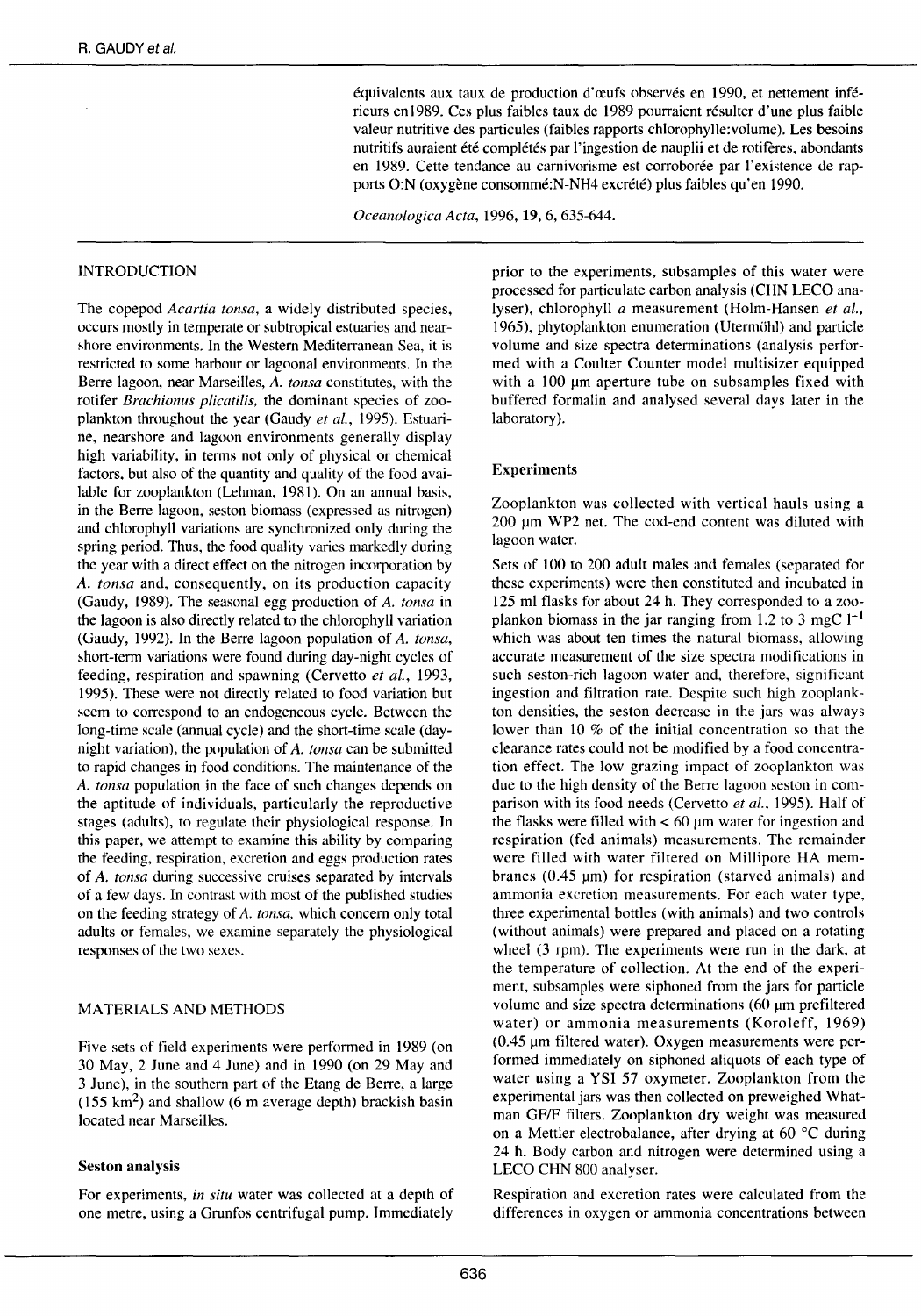équivalents aux taux de production d'œufs observés en 1990, et nettement inférieurs en1989. Ces plus faibles taux de 1989 pourraient résulter d'une plus faible valeur nutritive des particules (faibles rapports chlorophylle:volume). Les besoins nutritifs auraient été complétés par l'ingestion de nauplii et de rotifères, abondants en 1989. Cette tendance au carnivorisme est corroborée par l'existence de rapports O:N (oxygène consommé:N-NH4 excrété) plus faibles qu'en 1990.

*Oceanologica Acta*, 1996, **19**, 6, 635-644.

## INTRODUCTION

The copepod *Acartia tonsa*, a widely distributed species, occurs mostly in temperate or subtropical estuaries and near-shore environments. In the Western Mediterranean Sea, it is restricted to some harbour or lagoonal environments. In the Berre lagoon, near Marseilles, *A. tonsa* constitutes, with the rotifer *Brachionus plicatilis*, the dominant species of zooplankton throughout the year (Gaudy *et al.*, 1995). Estuarine, nearshore and lagoon environments generally display high variability, in terms not only of physical or chemical factors, but also of the quantity and quality of the food available for zooplankton (Lehman, 1981). On an annual basis, in the Berre lagoon, seston biomass (expressed as nitrogen) and chlorophyll variations are synchronized only during the spring period. Thus, the food quality varies markedly during the year with a direct effect on the nitrogen incorporation by *A. tonsa* and, consequently, on its production capacity (Gaudy, 1989). The seasonal egg production of *A. tonsa* in the lagoon is also directly related to the chlorophyll variation (Gaudy, 1992). In the Berre lagoon population of *A. tonsa*, short-term variations were found during day-night cycles of feeding, respiration and spawning (Cervetto *et al.*, 1993, 1995). These were not directly related to food variation but seem to correspond to an endogeneous cycle. Between the long-time scale (annual cycle) and the short-time scale (day-night variation), the population of *A. tonsa* can be submitted to rapid changes in food conditions. The maintenance of the *A. tonsa* population in the face of such changes depends on the aptitude of individuals, particularly the reproductive stages (adults), to regulate their physiological response. In this paper, we attempt to examine this ability by comparing the feeding, respiration, excretion and eggs production rates of *A. tonsa* during successive cruises separated by intervals of a few days. In contrast with most of the published studies on the feeding strategy of *A. tonsa*, which concern only total adults or females, we examine separately the physiological responses of the two sexes.

## MATERIALS AND METHODS

Five sets of field experiments were performed in 1989 (on 30 May, 2 June and 4 June) and in 1990 (on 29 May and 3 June), in the southern part of the Etang de Berre, a large (155 km$^2$) and shallow (6 m average depth) brackish basin located near Marseilles.

### Seston analysis

For experiments, *in situ* water was collected at a depth of one metre, using a Grunfos centrifugal pump. Immediately prior to the experiments, subsamples of this water were processed for particulate carbon analysis (CHN LECO analyser), chlorophyll *a* measurement (Holm-Hansen *et al.*, 1965), phytoplankton enumeration (Utermöhl) and particle volume and size spectra determinations (analysis performed with a Coulter Counter model multisizer equipped with a 100 µm aperture tube on subsamples fixed with buffered formalin and analysed several days later in the laboratory).

### Experiments

Zooplankton was collected with vertical hauls using a 200 µm WP2 net. The cod-end content was diluted with lagoon water.

Sets of 100 to 200 adult males and females (separated for these experiments) were then constituted and incubated in 125 ml flasks for about 24 h. They corresponded to a zooplankon biomass in the jar ranging from 1.2 to 3 mgC l$^{-1}$ which was about ten times the natural biomass, allowing accurate measurement of the size spectra modifications in such seston-rich lagoon water and, therefore, significant ingestion and filtration rate. Despite such high zooplankton densities, the seston decrease in the jars was always lower than 10 % of the initial concentration so that the clearance rates could not be modified by a food concentration effect. The low grazing impact of zooplankton was due to the high density of the Berre lagoon seston in comparison with its food needs (Cervetto *et al.*, 1995). Half of the flasks were filled with < 60 µm water for ingestion and respiration (fed animals) measurements. The remainder were filled with water filtered on Millipore HA membranes (0.45 µm) for respiration (starved animals) and ammonia excretion measurements. For each water type, three experimental bottles (with animals) and two controls (without animals) were prepared and placed on a rotating wheel (3 rpm). The experiments were run in the dark, at the temperature of collection. At the end of the experiment, subsamples were siphoned from the jars for particle volume and size spectra determinations (60 µm prefiltered water) or ammonia measurements (Koroleff, 1969) (0.45 µm filtered water). Oxygen measurements were performed immediately on siphoned aliquots of each type of water using a YSI 57 oxymeter. Zooplankton from the experimental jars was then collected on preweighed Whatman GF/F filters. Zooplankton dry weight was measured on a Mettler electrobalance, after drying at 60 °C during 24 h. Body carbon and nitrogen were determined using a LECO CHN 800 analyser.

Respiration and excretion rates were calculated from the differences in oxygen or ammonia concentrations between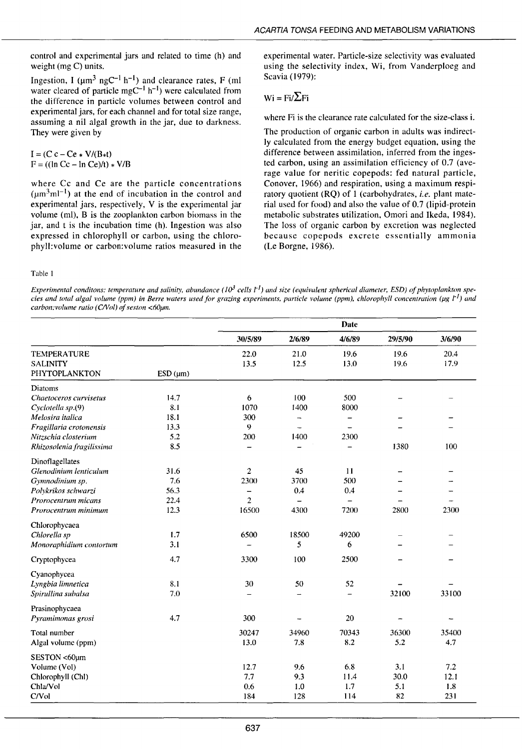control and experimental jars and related to time (h) and weight (mg C) units.

Ingestion, I ($\mu m^3$ $ngC^{-1}$ $h^{-1}$) and clearance rates, F (ml water cleared of particle $mgC^{-1}$ $h^{-1}$) were calculated from the difference in particle volumes between control and experimental jars, for each channel and for total size range, assuming a nil algal growth in the jar, due to darkness. They were given by

$$I = (C c - Ce * V/(B*t)$$
$$F = ((\ln Cc - \ln Ce)/t) * V/B$$

where Cc and Ce are the particle concentrations ($\mu m^3 ml^{-1}$) at the end of incubation in the control and experimental jars, respectively, V is the experimental jar volume (ml), B is the zooplankton carbon biomass in the jar, and t is the incubation time (h). Ingestion was also expressed in chlorophyll or carbon, using the chlorophyll:volume or carbon:volume ratios measured in the experimental water. Particle-size selectivity was evaluated using the selectivity index, Wi, from Vanderploeg and Scavia (1979):

$$Wi = Fi/\sum Fi$$

where Fi is the clearance rate calculated for the size-class i.

The production of organic carbon in adults was indirectly calculated from the energy budget equation, using the difference between assimilation, inferred from the ingested carbon, using an assimilation efficiency of 0.7 (average value for neritic copepods: fed natural particle, Conover, 1966) and respiration, using a maximum respiratory quotient (RQ) of 1 (carbohydrates, *i.e.* plant material used for food) and also the value of 0.7 (lipid-protein metabolic substrates utilization, Omori and Ikeda, 1984). The loss of organic carbon by excretion was neglected because copepods excrete essentially ammonia (Le Borgne, 1986).

Table 1

*Experimental conditons: temperature and salinity, abundance ($10^3$ cells $l^{-1}$) and size (equivalent spherical diameter, ESD) of phytoplankton species and total algal volume (ppm) in Berre waters used for grazing experiments, particle volume (ppm), chlorophyll concentration ($\mu g$ $l^{-1}$) and carbon:volume ratio (C/Vol) of seston <60µm.*

| | | Date | | | | |
|---|---|---|---|---|---|---|
| | | 30/5/89 | 2/6/89 | 4/6/89 | 29/5/90 | 3/6/90 |
| TEMPERATURE | | 22.0 | 21.0 | 19.6 | 19.6 | 20.4 |
| SALINITY | | 13.5 | 12.5 | 13.0 | 19.6 | 17.9 |
| PHYTOPLANKTON | ESD (µm) | | | | | |
| Diatoms | | | | | | |
| *Chaetoceros curvisetus* | 14.7 | 6 | 100 | 500 | – | – |
| *Cyclotella sp.*(9) | 8.1 | 1070 | 1400 | 8000 | | |
| *Melosira italica* | 18.1 | 300 | – | – | – | – |
| *Fragillaria crotonensis* | 13.3 | 9 | – | – | – | – |
| *Nitzschia closterium* | 5.2 | 200 | 1400 | 2300 | | |
| *Rhizosolenia fragilissima* | 8.5 | – | – | – | 1380 | 100 |
| Dinoflagellates | | | | | | |
| *Glenodinium lenticulum* | 31.6 | 2 | 45 | 11 | – | – |
| *Gymnodinium sp.* | 7.6 | 2300 | 3700 | 500 | – | – |
| *Polykrikos schwarzi* | 56.3 | – | 0.4 | 0.4 | – | – |
| *Prorocentrum micans* | 22.4 | 2 | – | – | – | – |
| *Prorocentrum minimum* | 12.3 | 16500 | 4300 | 7200 | 2800 | 2300 |
| Chlorophycaea | | | | | | |
| *Chlorella sp* | 1.7 | 6500 | 18500 | 49200 | – | – |
| *Monoraphidium contortum* | 3.1 | – | 5 | 6 | – | – |
| Cryptophycea | 4.7 | 3300 | 100 | 2500 | – | – |
| Cyanophycea | | | | | | |
| *Lyngbia limnetica* | 8.1 | 30 | 50 | 52 | – | – |
| *Spirullina subalsa* | 7.0 | – | – | – | 32100 | 33100 |
| Prasinophycaea | | | | | | |
| *Pyramimonas grosi* | 4.7 | 300 | – | 20 | – | – |
| Total number | | 30247 | 34960 | 70343 | 36300 | 35400 |
| Algal volume (ppm) | | 13.0 | 7.8 | 8.2 | 5.2 | 4.7 |
| SESTON <60µm | | | | | | |
| Volume (Vol) | | 12.7 | 9.6 | 6.8 | 3.1 | 7.2 |
| Chlorophyll (Chl) | | 7.7 | 9.3 | 11.4 | 30.0 | 12.1 |
| Chla/Vol | | 0.6 | 1.0 | 1.7 | 5.1 | 1.8 |
| C/Vol | | 184 | 128 | 114 | 82 | 231 |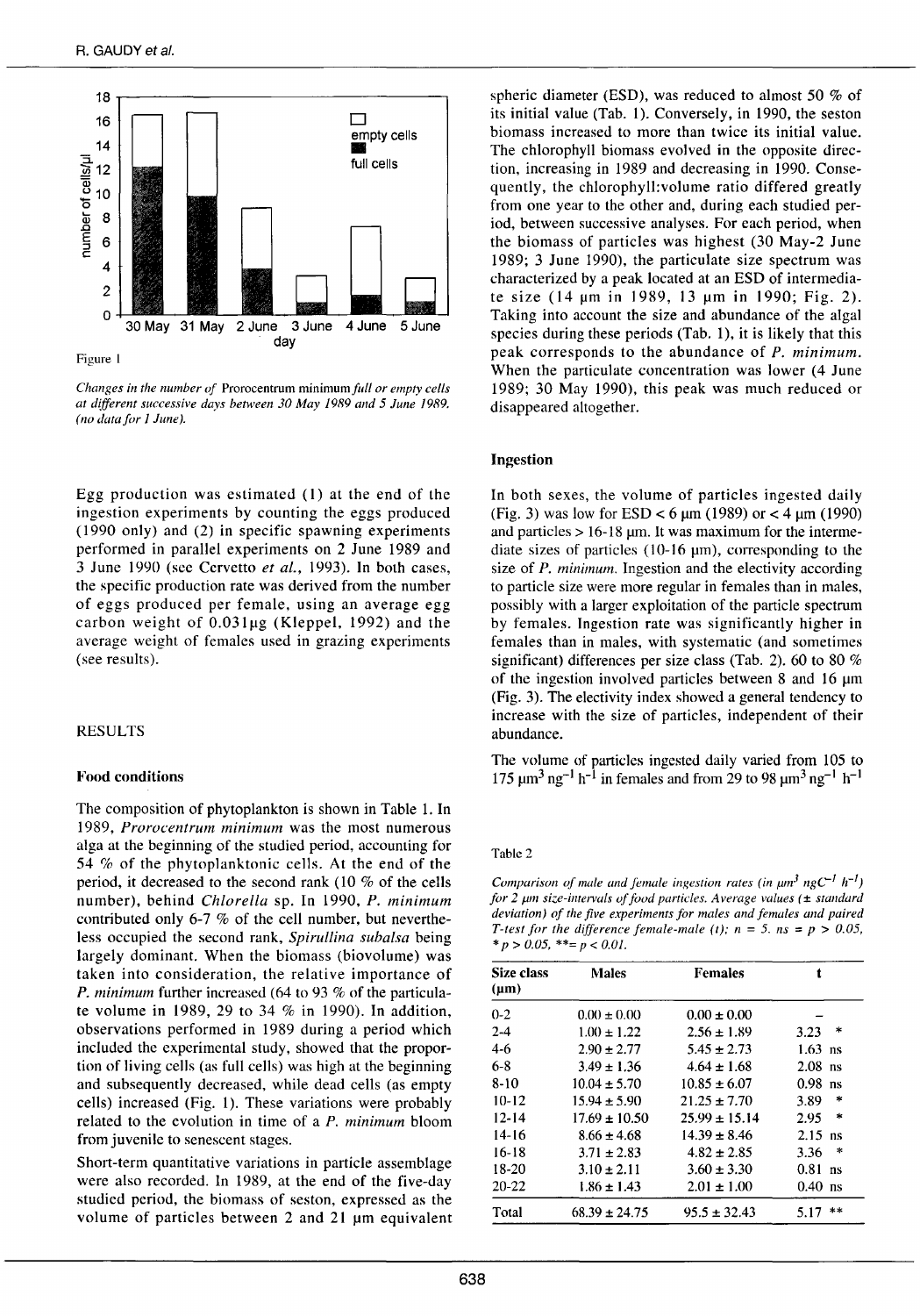Figure 1

*Changes in the number of* Prorocentrum minimum *full or empty cells at different successive days between 30 May 1989 and 5 June 1989. (no data for 1 June).*

Egg production was estimated (1) at the end of the ingestion experiments by counting the eggs produced (1990 only) and (2) in specific spawning experiments performed in parallel experiments on 2 June 1989 and 3 June 1990 (see Cervetto *et al.*, 1993). In both cases, the specific production rate was derived from the number of eggs produced per female, using an average egg carbon weight of 0.031µg (Kleppel, 1992) and the average weight of females used in grazing experiments (see results).

## RESULTS

### Food conditions

The composition of phytoplankton is shown in Table 1. In 1989, *Prorocentrum minimum* was the most numerous alga at the beginning of the studied period, accounting for 54 % of the phytoplanktonic cells. At the end of the period, it decreased to the second rank (10 % of the cells number), behind *Chlorella* sp. In 1990, *P. minimum* contributed only 6-7 % of the cell number, but nevertheless occupied the second rank, *Spirullina subalsa* being largely dominant. When the biomass (biovolume) was taken into consideration, the relative importance of *P. minimum* further increased (64 to 93 % of the particulate volume in 1989, 29 to 34 % in 1990). In addition, observations performed in 1989 during a period which included the experimental study, showed that the proportion of living cells (as full cells) was high at the beginning and subsequently decreased, while dead cells (as empty cells) increased (Fig. 1). These variations were probably related to the evolution in time of a *P. minimum* bloom from juvenile to senescent stages.

Short-term quantitative variations in particle assemblage were also recorded. In 1989, at the end of the five-day studied period, the biomass of seston, expressed as the volume of particles between 2 and 21 µm equivalent spheric diameter (ESD), was reduced to almost 50 % of its initial value (Tab. 1). Conversely, in 1990, the seston biomass increased to more than twice its initial value. The chlorophyll biomass evolved in the opposite direction, increasing in 1989 and decreasing in 1990. Consequently, the chlorophyll:volume ratio differed greatly from one year to the other and, during each studied period, between successive analyses. For each period, when the biomass of particles was highest (30 May-2 June 1989; 3 June 1990), the particulate size spectrum was characterized by a peak located at an ESD of intermediate size (14 µm in 1989, 13 µm in 1990; Fig. 2). Taking into account the size and abundance of the algal species during these periods (Tab. 1), it is likely that this peak corresponds to the abundance of *P. minimum*. When the particulate concentration was lower (4 June 1989; 30 May 1990), this peak was much reduced or disappeared altogether.

### Ingestion

In both sexes, the volume of particles ingested daily (Fig. 3) was low for ESD < 6 µm (1989) or < 4 µm (1990) and particles > 16-18 µm. It was maximum for the intermediate sizes of particles (10-16 µm), corresponding to the size of *P. minimum*. Ingestion and the electivity according to particle size were more regular in females than in males, possibly with a larger exploitation of the particle spectrum by females. Ingestion rate was significantly higher in females than in males, with systematic (and sometimes significant) differences per size class (Tab. 2). 60 to 80 % of the ingestion involved particles between 8 and 16 µm (Fig. 3). The electivity index showed a general tendency to increase with the size of particles, independent of their abundance.

The volume of particles ingested daily varied from 105 to 175 $\mu m^3\ ng^{-1}\ h^{-1}$ in females and from 29 to 98 $\mu m^3\ ng^{-1}\ h^{-1}$

Table 2

*Comparison of male and female ingestion rates (in $\mu m^3\ ngC^{-1}\ h^{-1}$) for 2 µm size-intervals of food particles. Average values (± standard deviation) of the five experiments for males and females and paired T-test for the difference female-male (t); n = 5. ns = p > 0.05, * p > 0.05, ** = p < 0.01.*

| Size class (µm) | Males | Females | t |
|---|---|---|---|
| 0-2 | 0.00 ± 0.00 | 0.00 ± 0.00 | – |
| 2-4 | 1.00 ± 1.22 | 2.56 ± 1.89 | 3.23 * |
| 4-6 | 2.90 ± 2.77 | 5.45 ± 2.73 | 1.63 ns |
| 6-8 | 3.49 ± 1.36 | 4.64 ± 1.68 | 2.08 ns |
| 8-10 | 10.04 ± 5.70 | 10.85 ± 6.07 | 0.98 ns |
| 10-12 | 15.94 ± 5.90 | 21.25 ± 7.70 | 3.89 * |
| 12-14 | 17.69 ± 10.50 | 25.99 ± 15.14 | 2.95 * |
| 14-16 | 8.66 ± 4.68 | 14.39 ± 8.46 | 2.15 ns |
| 16-18 | 3.71 ± 2.83 | 4.82 ± 2.85 | 3.36 * |
| 18-20 | 3.10 ± 2.11 | 3.60 ± 3.30 | 0.81 ns |
| 20-22 | 1.86 ± 1.43 | 2.01 ± 1.00 | 0.40 ns |
| Total | 68.39 ± 24.75 | 95.5 ± 32.43 | 5.17 ** |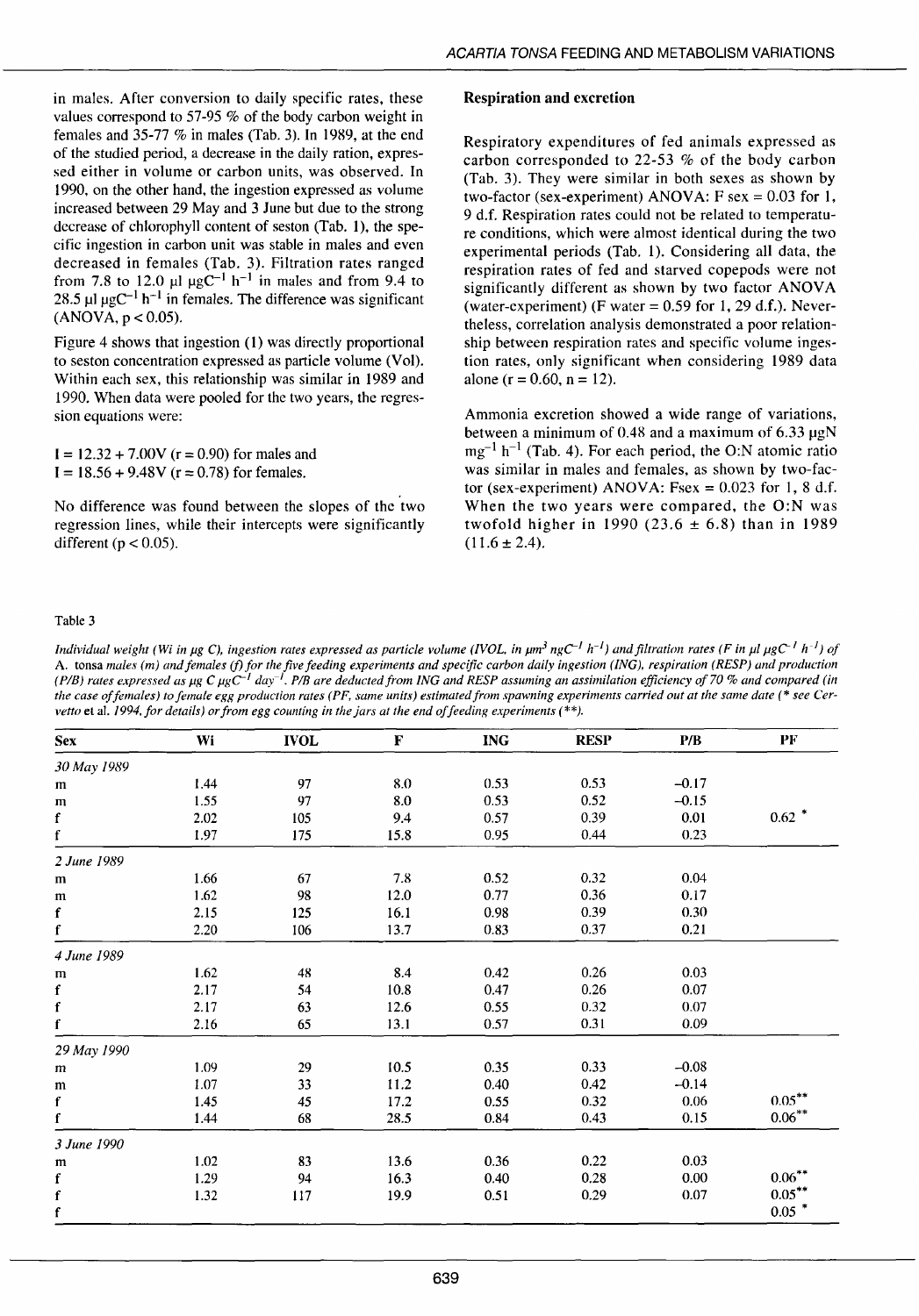in males. After conversion to daily specific rates, these values correspond to 57-95 % of the body carbon weight in females and 35-77 % in males (Tab. 3). In 1989, at the end of the studied period, a decrease in the daily ration, expressed either in volume or carbon units, was observed. In 1990, on the other hand, the ingestion expressed as volume increased between 29 May and 3 June but due to the strong decrease of chlorophyll content of seston (Tab. 1), the specific ingestion in carbon unit was stable in males and even decreased in females (Tab. 3). Filtration rates ranged from 7.8 to 12.0 µl $\mu gC^{-1}$ $h^{-1}$ in males and from 9.4 to 28.5 µl $\mu gC^{-1}$ $h^{-1}$ in females. The difference was significant (ANOVA, $p < 0.05$).

Figure 4 shows that ingestion (I) was directly proportional to seston concentration expressed as particle volume (Vol). Within each sex, this relationship was similar in 1989 and 1990. When data were pooled for the two years, the regression equations were:

$I = 12.32 + 7.00V$ ($r = 0.90$) for males and
$I = 18.56 + 9.48V$ ($r = 0.78$) for females.

No difference was found between the slopes of the two regression lines, while their intercepts were significantly different ($p < 0.05$).

**Respiration and excretion**

Respiratory expenditures of fed animals expressed as carbon corresponded to 22-53 % of the body carbon (Tab. 3). They were similar in both sexes as shown by two-factor (sex-experiment) ANOVA: F sex = 0.03 for 1, 9 d.f. Respiration rates could not be related to temperature conditions, which were almost identical during the two experimental periods (Tab. 1). Considering all data, the respiration rates of fed and starved copepods were not significantly different as shown by two factor ANOVA (water-experiment) (F water = 0.59 for 1, 29 d.f.). Nevertheless, correlation analysis demonstrated a poor relationship between respiration rates and specific volume ingestion rates, only significant when considering 1989 data alone ($r = 0.60$, $n = 12$).

Ammonia excretion showed a wide range of variations, between a minimum of 0.48 and a maximum of 6.33 µgN $mg^{-1}$ $h^{-1}$ (Tab. 4). For each period, the O:N atomic ratio was similar in males and females, as shown by two-factor (sex-experiment) ANOVA: Fsex = 0.023 for 1, 8 d.f. When the two years were compared, the O:N was twofold higher in 1990 (23.6 ± 6.8) than in 1989 (11.6 ± 2.4).

Table 3

*Individual weight (Wi in µg C), ingestion rates expressed as particle volume (IVOL, in $\mu m^3$ $ngC^{-1}$ $h^{-1}$) and filtration rates (F in µl $\mu gC^{-1}$ $h^{-1}$) of* A. tonsa *males (m) and females (f) for the five feeding experiments and specific carbon daily ingestion (ING), respiration (RESP) and production (P/B) rates expressed as µg C $\mu gC^{-1}$ $day^{-1}$. P/B are deducted from ING and RESP assuming an assimilation efficiency of 70 % and compared (in the case of females) to female egg production rates (PF, same units) estimated from spawning experiments carried out at the same date (\* see Cervetto* et al. *1994, for details) or from egg counting in the jars at the end of feeding experiments (\*\*).*

| Sex | Wi | IVOL | F | ING | RESP | P/B | PF |
|---|---|---|---|---|---|---|---|
| *30 May 1989* | | | | | | | |
| m | 1.44 | 97 | 8.0 | 0.53 | 0.53 | -0.17 | |
| m | 1.55 | 97 | 8.0 | 0.53 | 0.52 | -0.15 | |
| f | 2.02 | 105 | 9.4 | 0.57 | 0.39 | 0.01 | 0.62 * |
| f | 1.97 | 175 | 15.8 | 0.95 | 0.44 | 0.23 | |
| *2 June 1989* | | | | | | | |
| m | 1.66 | 67 | 7.8 | 0.52 | 0.32 | 0.04 | |
| m | 1.62 | 98 | 12.0 | 0.77 | 0.36 | 0.17 | |
| f | 2.15 | 125 | 16.1 | 0.98 | 0.39 | 0.30 | |
| f | 2.20 | 106 | 13.7 | 0.83 | 0.37 | 0.21 | |
| *4 June 1989* | | | | | | | |
| m | 1.62 | 48 | 8.4 | 0.42 | 0.26 | 0.03 | |
| f | 2.17 | 54 | 10.8 | 0.47 | 0.26 | 0.07 | |
| f | 2.17 | 63 | 12.6 | 0.55 | 0.32 | 0.07 | |
| f | 2.16 | 65 | 13.1 | 0.57 | 0.31 | 0.09 | |
| *29 May 1990* | | | | | | | |
| m | 1.09 | 29 | 10.5 | 0.35 | 0.33 | -0.08 | |
| m | 1.07 | 33 | 11.2 | 0.40 | 0.42 | -0.14 | |
| f | 1.45 | 45 | 17.2 | 0.55 | 0.32 | 0.06 | 0.05** |
| f | 1.44 | 68 | 28.5 | 0.84 | 0.43 | 0.15 | 0.06** |
| *3 June 1990* | | | | | | | |
| m | 1.02 | 83 | 13.6 | 0.36 | 0.22 | 0.03 | |
| f | 1.29 | 94 | 16.3 | 0.40 | 0.28 | 0.00 | 0.06** |
| f | 1.32 | 117 | 19.9 | 0.51 | 0.29 | 0.07 | 0.05** |
| f | | | | | | | 0.05 * |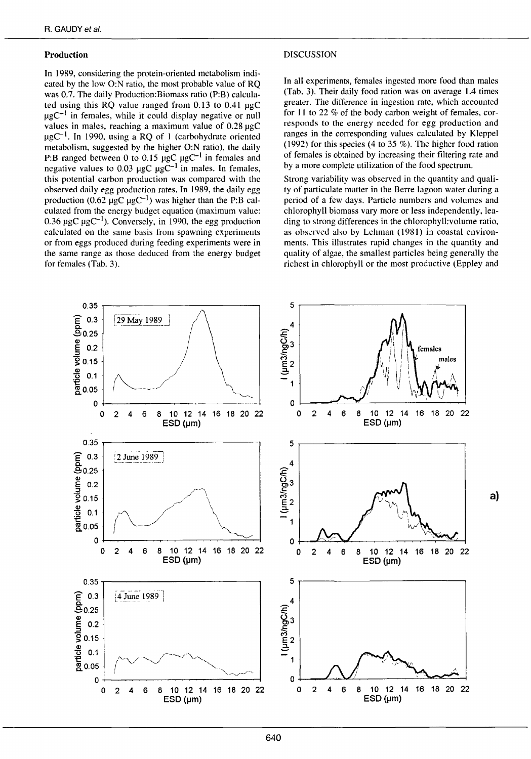### Production

In 1989, considering the protein-oriented metabolism indicated by the low O:N ratio, the most probable value of RQ was 0.7. The daily Production:Biomass ratio (P:B) calculated using this RQ value ranged from 0.13 to 0.41 µgC $\mu gC^{-1}$ in females, while it could display negative or null values in males, reaching a maximum value of 0.28 µgC $\mu gC^{-1}$. In 1990, using a RQ of 1 (carbohydrate oriented metabolism, suggested by the higher O:N ratio), the daily P:B ranged between 0 to 0.15 µgC $\mu gC^{-1}$ in females and negative values to 0.03 µgC $\mu gC^{-1}$ in males. In females, this potential carbon production was compared with the observed daily egg production rates. In 1989, the daily egg production (0.62 µgC $\mu gC^{-1}$) was higher than the P:B calculated from the energy budget equation (maximum value: 0.36 µgC $\mu gC^{-1}$). Conversely, in 1990, the egg production calculated on the same basis from spawning experiments or from eggs produced during feeding experiments were in the same range as those deduced from the energy budget for females (Tab. 3).

## DISCUSSION

In all experiments, females ingested more food than males (Tab. 3). Their daily food ration was on average 1.4 times greater. The difference in ingestion rate, which accounted for 11 to 22 % of the body carbon weight of females, corresponds to the energy needed for egg production and ranges in the corresponding values calculated by Kleppel (1992) for this species (4 to 35 %). The higher food ration of females is obtained by increasing their filtering rate and by a more complete utilization of the food spectrum.

Strong variability was observed in the quantity and quality of particulate matter in the Berre lagoon water during a period of a few days. Particle numbers and volumes and chlorophyll biomass vary more or less independently, leading to strong differences in the chlorophyll:volume ratio, as observed also by Lehman (1981) in coastal environments. This illustrates rapid changes in the quantity and quality of algae, the smallest particles being generally the richest in chlorophyll or the most productive (Eppley and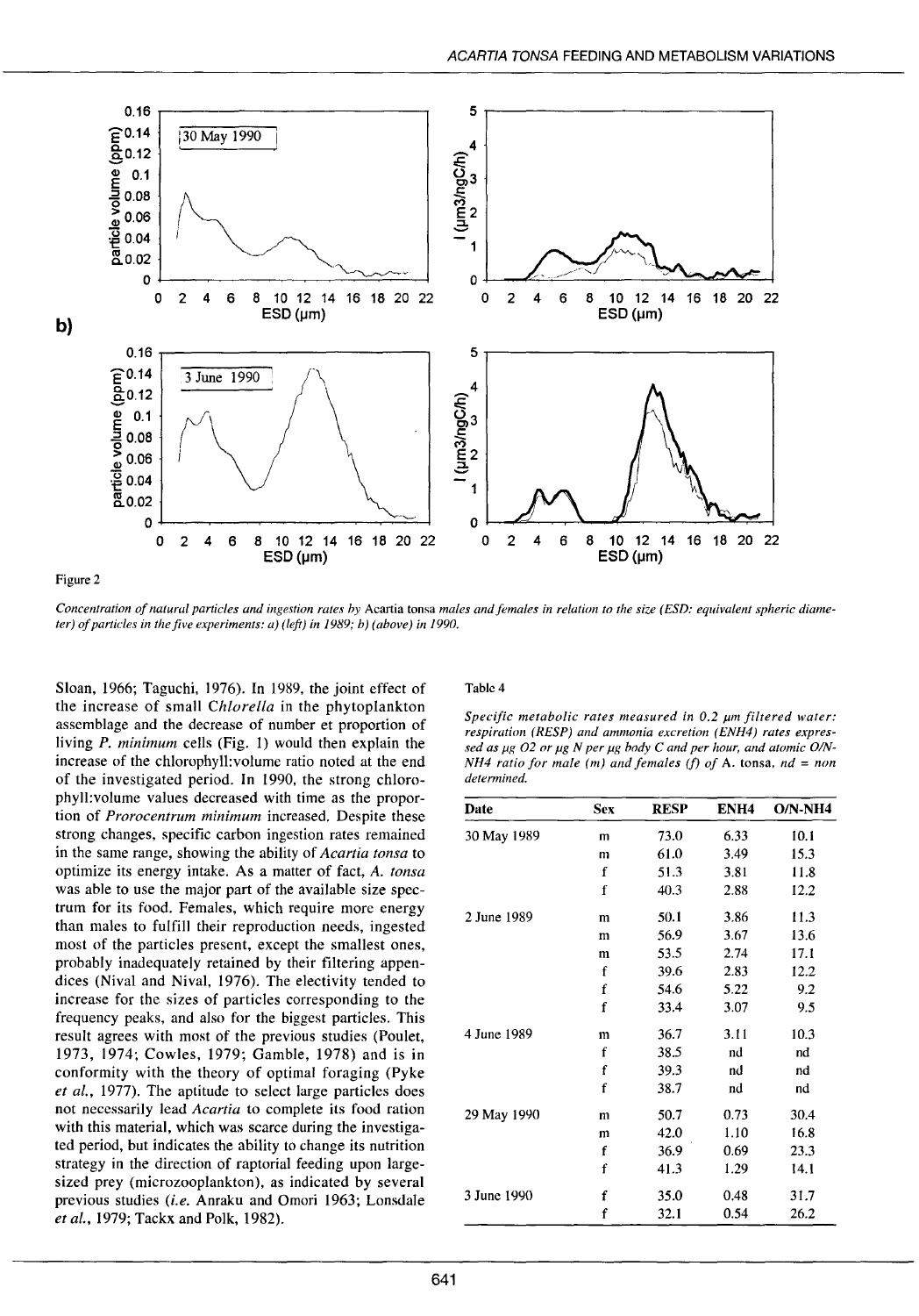b)

Figure 2

*Concentration of natural particles and ingestion rates by* Acartia tonsa *males and females in relation to the size (ESD: equivalent spheric diameter) of particles in the five experiments: a) (left) in 1989; b) (above) in 1990.*

Sloan, 1966; Taguchi, 1976). In 1989, the joint effect of the increase of small *Chlorella* in the phytoplankton assemblage and the decrease of number et proportion of living *P. minimum* cells (Fig. 1) would then explain the increase of the chlorophyll:volume ratio noted at the end of the investigated period. In 1990, the strong chlorophyll:volume values decreased with time as the proportion of *Prorocentrum minimum* increased. Despite these strong changes, specific carbon ingestion rates remained in the same range, showing the ability of *Acartia tonsa* to optimize its energy intake. As a matter of fact, *A. tonsa* was able to use the major part of the available size spectrum for its food. Females, which require more energy than males to fulfill their reproduction needs, ingested most of the particles present, except the smallest ones, probably inadequately retained by their filtering appendices (Nival and Nival, 1976). The electivity tended to increase for the sizes of particles corresponding to the frequency peaks, and also for the biggest particles. This result agrees with most of the previous studies (Poulet, 1973, 1974; Cowles, 1979; Gamble, 1978) and is in conformity with the theory of optimal foraging (Pyke *et al.*, 1977). The aptitude to select large particles does not necessarily lead *Acartia* to complete its food ration with this material, which was scarce during the investigated period, but indicates the ability to change its nutrition strategy in the direction of raptorial feeding upon large-sized prey (microzooplankton), as indicated by several previous studies (*i.e.* Anraku and Omori 1963; Lonsdale *et al.*, 1979; Tackx and Polk, 1982).

Table 4

*Specific metabolic rates measured in 0.2 µm filtered water: respiration (RESP) and ammonia excretion (ENH4) rates expressed as µg O2 or µg N per µg body C and per hour, and atomic O/N-NH4 ratio for male (m) and females (f) of* A. tonsa, *nd = non determined.*

| Date | Sex | RESP | ENH4 | O/N-NH4 |
|---|---|---|---|---|
| 30 May 1989 | m | 73.0 | 6.33 | 10.1 |
| | m | 61.0 | 3.49 | 15.3 |
| | f | 51.3 | 3.81 | 11.8 |
| | f | 40.3 | 2.88 | 12.2 |
| 2 June 1989 | m | 50.1 | 3.86 | 11.3 |
| | m | 56.9 | 3.67 | 13.6 |
| | m | 53.5 | 2.74 | 17.1 |
| | f | 39.6 | 2.83 | 12.2 |
| | f | 54.6 | 5.22 | 9.2 |
| | f | 33.4 | 3.07 | 9.5 |
| 4 June 1989 | m | 36.7 | 3.11 | 10.3 |
| | f | 38.5 | nd | nd |
| | f | 39.3 | nd | nd |
| | f | 38.7 | nd | nd |
| 29 May 1990 | m | 50.7 | 0.73 | 30.4 |
| | m | 42.0 | 1.10 | 16.8 |
| | f | 36.9 | 0.69 | 23.3 |
| | f | 41.3 | 1.29 | 14.1 |
| 3 June 1990 | f | 35.0 | 0.48 | 31.7 |
| | f | 32.1 | 0.54 | 26.2 |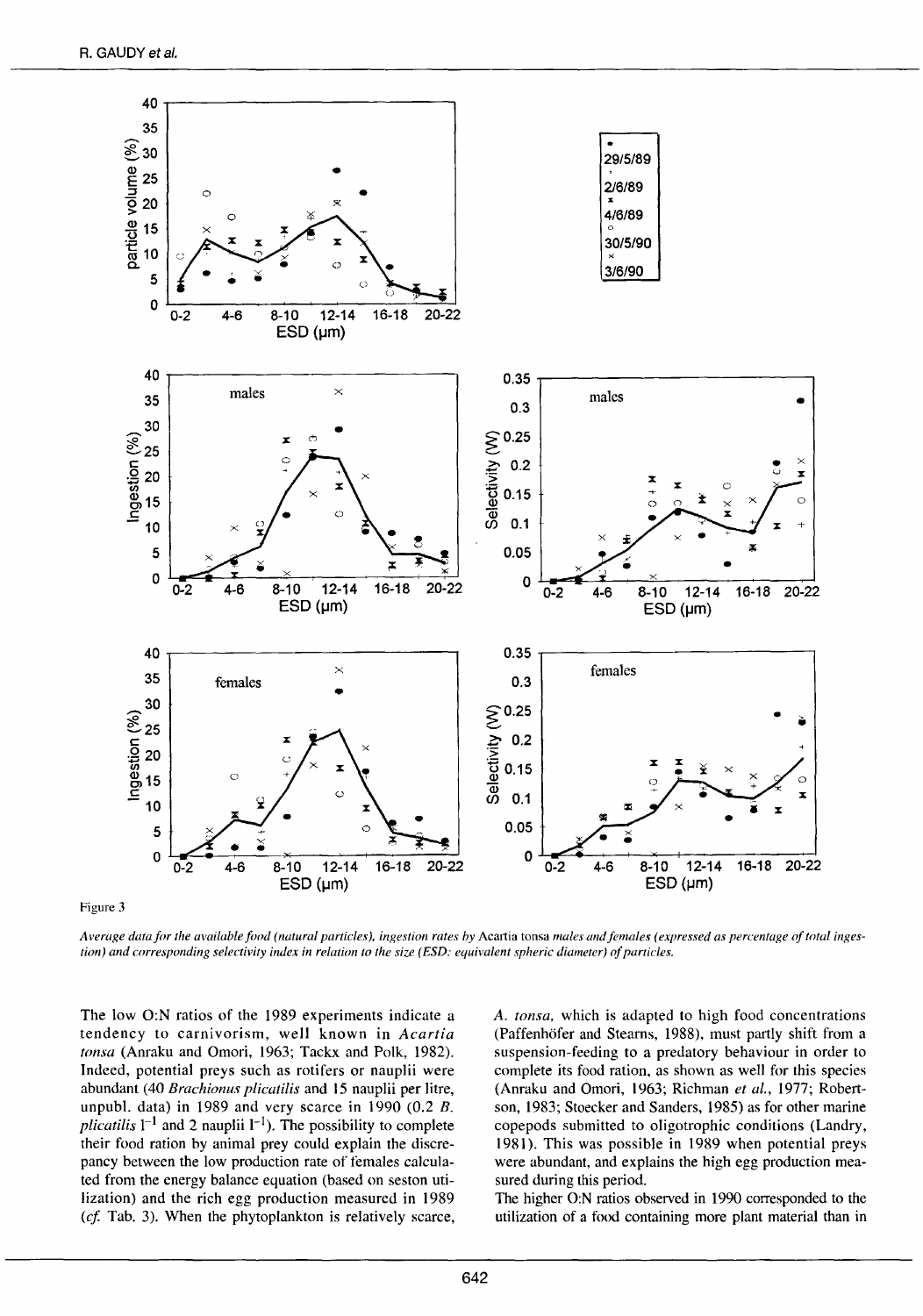Figure 3

*Average data for the available food (natural particles), ingestion rates by* Acartia tonsa *males and females (expressed as percentage of total ingestion) and corresponding selectivity index in relation to the size (ESD: equivalent spheric diameter) of particles.*

The low O:N ratios of the 1989 experiments indicate a tendency to carnivorism, well known in *Acartia tonsa* (Anraku and Omori, 1963; Tackx and Polk, 1982). Indeed, potential preys such as rotifers or nauplii were abundant (40 *Brachionus plicatilis* and 15 nauplii per litre, unpubl. data) in 1989 and very scarce in 1990 (0.2 *B. plicatilis* $l^{-1}$ and 2 nauplii $l^{-1}$). The possibility to complete their food ration by animal prey could explain the discrepancy between the low production rate of females calculated from the energy balance equation (based on seston utilization) and the rich egg production measured in 1989 (*cf.* Tab. 3). When the phytoplankton is relatively scarce, *A. tonsa*, which is adapted to high food concentrations (Paffenhöfer and Stearns, 1988), must partly shift from a suspension-feeding to a predatory behaviour in order to complete its food ration, as shown as well for this species (Anraku and Omori, 1963; Richman *et al.*, 1977; Robertson, 1983; Stoecker and Sanders, 1985) as for other marine copepods submitted to oligotrophic conditions (Landry, 1981). This was possible in 1989 when potential preys were abundant, and explains the high egg production measured during this period.

The higher O:N ratios observed in 1990 corresponded to the utilization of a food containing more plant material than in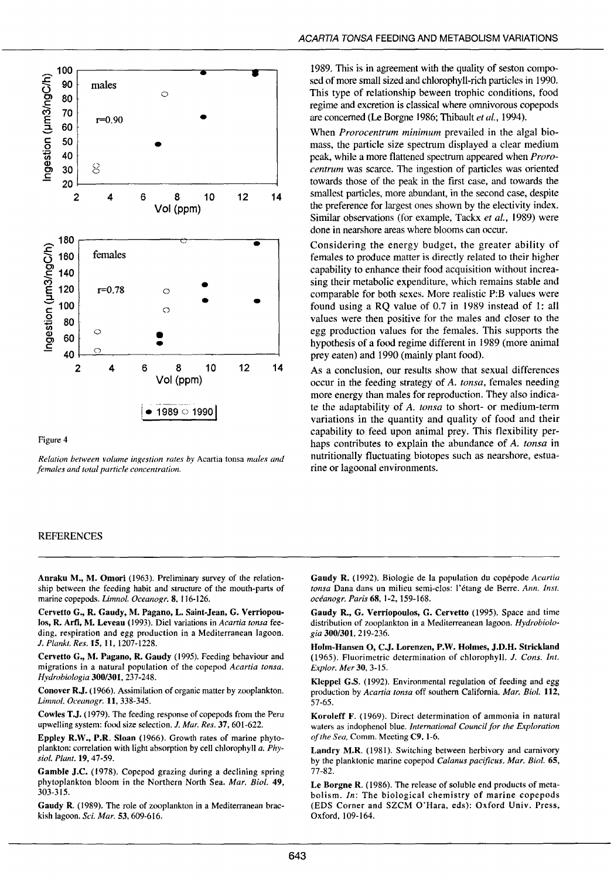Figure 4

*Relation between volume ingestion rates by* Acartia tonsa *males and females and total particle concentration.*

1989. This is in agreement with the quality of seston composed of more small sized and chlorophyll-rich particles in 1990. This type of relationship beween trophic conditions, food regime and excretion is classical where omnivorous copepods are concerned (Le Borgne 1986; Thibault *et al.*, 1994).

When *Prorocentrum minimum* prevailed in the algal biomass, the particle size spectrum displayed a clear medium peak, while a more flattened spectrum appeared when *Prorocentrum* was scarce. The ingestion of particles was oriented towards those of the peak in the first case, and towards the smallest particles, more abundant, in the second case, despite the preference for largest ones shown by the electivity index. Similar observations (for example, Tackx *et al.*, 1989) were done in nearshore areas where blooms can occur.

Considering the energy budget, the greater ability of females to produce matter is directly related to their higher capability to enhance their food acquisition without increasing their metabolic expenditure, which remains stable and comparable for both sexes. More realistic P:B values were found using a RQ value of 0.7 in 1989 instead of 1: all values were then positive for the males and closer to the egg production values for the females. This supports the hypothesis of a food regime different in 1989 (more animal prey eaten) and 1990 (mainly plant food).

As a conclusion, our results show that sexual differences occur in the feeding strategy of *A. tonsa*, females needing more energy than males for reproduction. They also indicate the adaptability of *A. tonsa* to short- or medium-term variations in the quantity and quality of food and their capability to feed upon animal prey. This flexibility perhaps contributes to explain the abundance of *A. tonsa* in nutritionally fluctuating biotopes such as nearshore, estuarine or lagoonal environments.

## REFERENCES

**Anraku M., M. Omori** (1963). Preliminary survey of the relationship between the feeding habit and structure of the mouth-parts of marine copepods. *Limnol. Oceanogr.* **8**, 116-126.

**Cervetto G., R. Gaudy, M. Pagano, L. Saint-Jean, G. Verriopoulos, R. Arfi, M. Leveau** (1993). Diel variations in *Acartia tonsa* feeding, respiration and egg production in a Mediterranean lagoon. *J. Plankt. Res.* **15**, 11, 1207-1228.

**Cervetto G., M. Pagano, R. Gaudy** (1995). Feeding behaviour and migrations in a natural population of the copepod *Acartia tonsa*. *Hydrobiologia* **300/301**, 237-248.

**Conover R.J.** (1966). Assimilation of organic matter by zooplankton. *Limnol. Oceanogr.* **11**, 338-345.

**Cowles T.J.** (1979). The feeding response of copepods from the Peru upwelling system: food size selection. *J. Mar. Res.* **37**, 601-622.

**Eppley R.W., P.R. Sloan** (1966). Growth rates of marine phytoplankton: correlation with light absorption by cell chlorophyll *a*. *Physiol. Plant.* **19**, 47-59.

**Gamble J.C.** (1978). Copepod grazing during a declining spring phytoplankton bloom in the Northern North Sea. *Mar. Biol.* **49**, 303-315.

**Gaudy R.** (1989). The role of zooplankton in a Mediterranean brackish lagoon. *Sci. Mar.* **53**, 609-616.

**Gaudy R.** (1992). Biologie de la population du copépode *Acartia tonsa* Dana dans un milieu semi-clos: l'étang de Berre. *Ann. Inst. océanogr. Paris* **68**, 1-2, 159-168.

**Gaudy R., G. Verriopoulos, G. Cervetto** (1995). Space and time distribution of zooplankton in a Mediterreanean lagoon. *Hydrobiologia* **300/301**, 219-236.

**Holm-Hansen O, C.J. Lorenzen, P.W. Holmes, J.D.H. Strickland** (1965). Fluorimetric determination of chlorophyll. *J. Cons. Int. Explor. Mer* **30**, 3-15.

**Kleppel G.S.** (1992). Environmental regulation of feeding and egg production by *Acartia tonsa* off southern California. *Mar. Biol.* **112**, 57-65.

**Koroleff F.** (1969). Direct determination of ammonia in natural waters as indophenol blue. *International Council for the Exploration of the Sea*, Comm. Meeting **C9**, 1-6.

**Landry M.R.** (1981). Switching between herbivory and carnivory by the planktonic marine copepod *Calanus pacificus*. *Mar. Biol.* **65**, 77-82.

**Le Borgne R.** (1986). The release of soluble end products of metabolism. *In*: The biological chemistry of marine copepods (EDS Corner and SZCM O'Hara, eds): Oxford Univ. Press, Oxford, 109-164.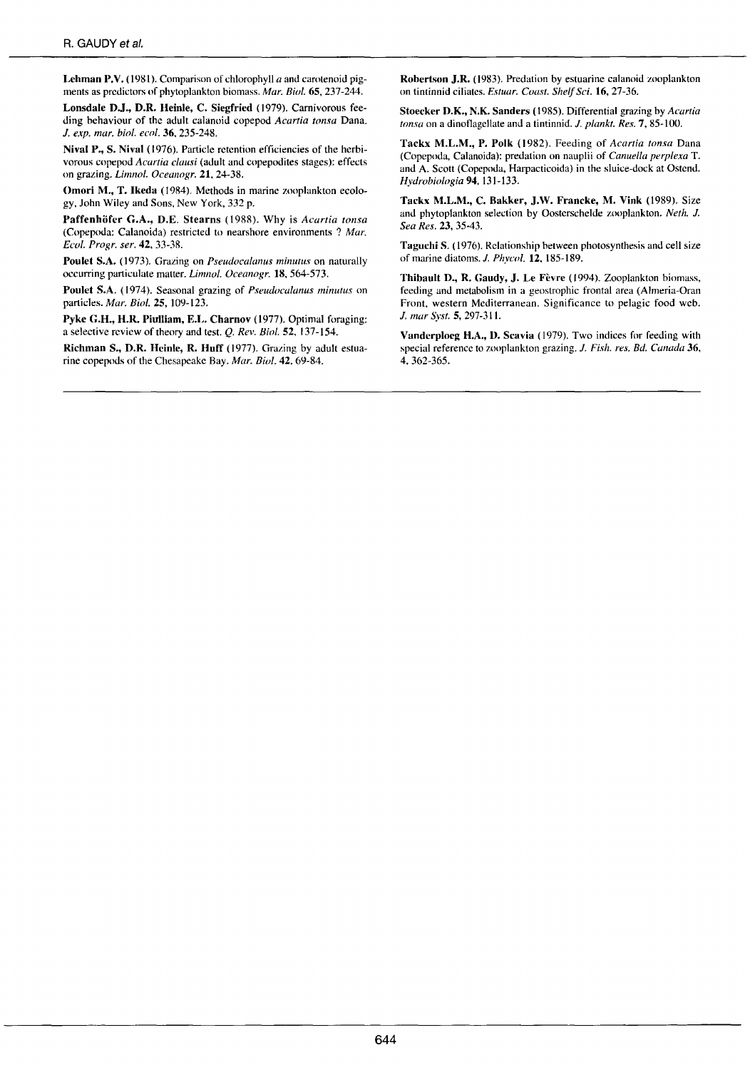**Lehman P.V.** (1981). Comparison of chlorophyll *a* and carotenoid pigments as predictors of phytoplankton biomass. *Mar. Biol.* **65**, 237-244.

**Lonsdale D.J., D.R. Heinle, C. Siegfried** (1979). Carnivorous feeding behaviour of the adult calanoid copepod *Acartia tonsa* Dana. *J. exp. mar. biol. ecol.* **36**, 235-248.

**Nival P., S. Nival** (1976). Particle retention efficiencies of the herbivorous copepod *Acartia clausi* (adult and copepodites stages): effects on grazing. *Limnol. Oceanogr.* **21**, 24-38.

**Omori M., T. Ikeda** (1984). Methods in marine zooplankton ecology, John Wiley and Sons, New York, 332 p.

**Paffenhöfer G.A., D.E. Stearns** (1988). Why is *Acartia tonsa* (Copepoda: Calanoida) restricted to nearshore environments ? *Mar. Ecol. Progr. ser.* **42**, 33-38.

**Poulet S.A.** (1973). Grazing on *Pseudocalanus minutus* on naturally occurring particulate matter. *Limnol. Oceanogr.* **18**, 564-573.

**Poulet S.A.** (1974). Seasonal grazing of *Pseudocalanus minutus* on particles. *Mar. Biol.* **25**, 109-123.

**Pyke G.H., H.R. Piulliam, E.L. Charnov** (1977). Optimal foraging: a selective review of theory and test. *Q. Rev. Biol.* **52**, 137-154.

**Richman S., D.R. Heinle, R. Huff** (1977). Grazing by adult estuarine copepods of the Chesapeake Bay. *Mar. Biol.* **42**, 69-84.

**Robertson J.R.** (1983). Predation by estuarine calanoid zooplankton on tintinnid ciliates. *Estuar. Coast. Shelf Sci.* **16**, 27-36.

**Stoecker D.K., N.K. Sanders** (1985). Differential grazing by *Acartia tonsa* on a dinoflagellate and a tintinnid. *J. plankt. Res.* **7**, 85-100.

**Tackx M.L.M., P. Polk** (1982). Feeding of *Acartia tonsa* Dana (Copepoda, Calanoida): predation on nauplii of *Canuella perplexa* T. and A. Scott (Copepoda, Harpacticoida) in the sluice-dock at Ostend. *Hydrobiologia* **94**, 131-133.

**Tackx M.L.M., C. Bakker, J.W. Francke, M. Vink** (1989). Size and phytoplankton selection by Oosterschelde zooplankton. *Neth. J. Sea Res.* **23**, 35-43.

**Taguchi S.** (1976). Relationship between photosynthesis and cell size of marine diatoms. *J. Phycol.* **12**, 185-189.

**Thibault D., R. Gaudy, J. Le Fèvre** (1994). Zooplankton biomass, feeding and metabolism in a geostrophic frontal area (Almeria-Oran Front, western Mediterranean. Significance to pelagic food web. *J. mar Syst.* **5**, 297-311.

**Vanderploeg H.A., D. Scavia** (1979). Two indices for feeding with special reference to zooplankton grazing. *J. Fish. res. Bd. Canada* **36**, 4, 362-365.